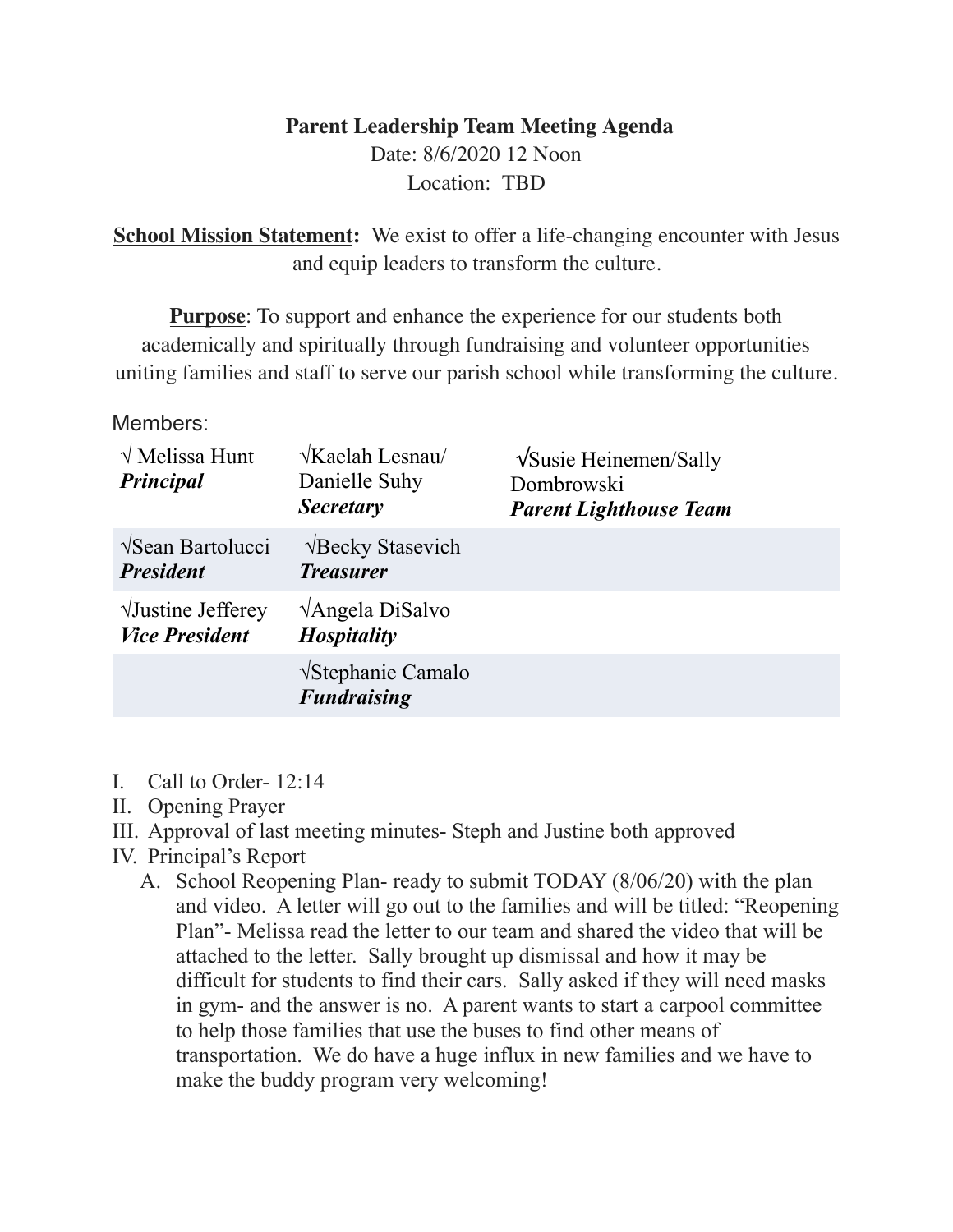**Parent Leadership Team Meeting Agenda**

Date: 8/6/2020 12 Noon

Location: TBD

**School Mission Statement:** We exist to offer a life-changing encounter with Jesus and equip leaders to transform the culture.

**Purpose**: To support and enhance the experience for our students both academically and spiritually through fundraising and volunteer opportunities uniting families and staff to serve our parish school while transforming the culture.

Members:

| | | |
|---|---|---|
| √ Melissa Hunt ***Principal*** | √Kaelah Lesnau/ Danielle Suhy ***Secretary*** | √Susie Heinemen/Sally Dombrowski ***Parent Lighthouse Team*** |
| √Sean Bartolucci ***President*** | √Becky Stasevich ***Treasurer*** | |
| √Justine Jefferey ***Vice President*** | √Angela DiSalvo ***Hospitality*** | |
| | √Stephanie Camalo ***Fundraising*** | |

I. Call to Order- 12:14
II. Opening Prayer
III. Approval of last meeting minutes- Steph and Justine both approved
IV. Principal's Report
   A. School Reopening Plan- ready to submit TODAY (8/06/20) with the plan and video. A letter will go out to the families and will be titled: "Reopening Plan"- Melissa read the letter to our team and shared the video that will be attached to the letter. Sally brought up dismissal and how it may be difficult for students to find their cars. Sally asked if they will need masks in gym- and the answer is no. A parent wants to start a carpool committee to help those families that use the buses to find other means of transportation. We do have a huge influx in new families and we have to make the buddy program very welcoming!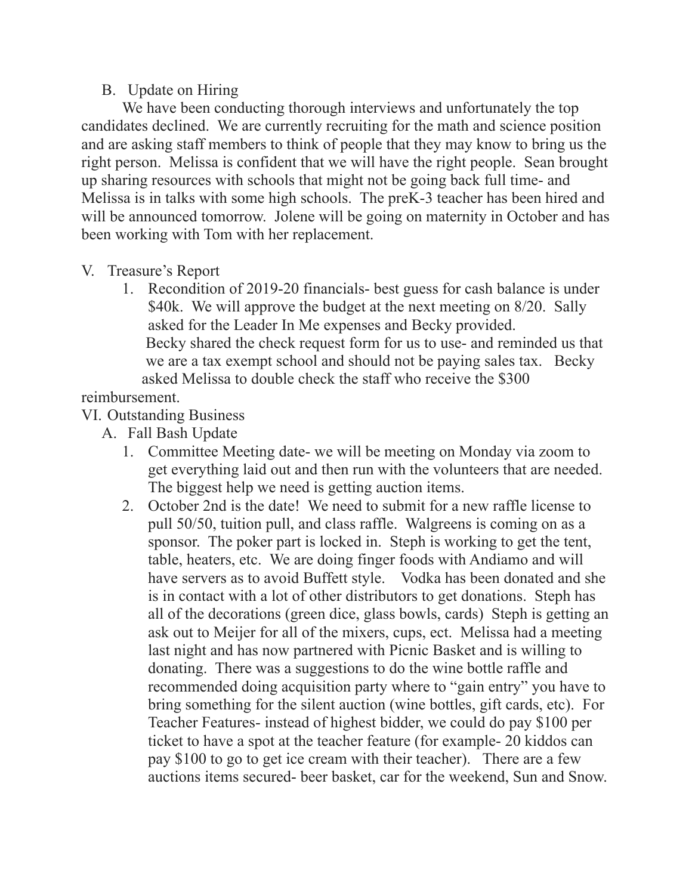B. Update on Hiring

We have been conducting thorough interviews and unfortunately the top candidates declined. We are currently recruiting for the math and science position and are asking staff members to think of people that they may know to bring us the right person. Melissa is confident that we will have the right people. Sean brought up sharing resources with schools that might not be going back full time- and Melissa is in talks with some high schools. The preK-3 teacher has been hired and will be announced tomorrow. Jolene will be going on maternity in October and has been working with Tom with her replacement.

V. Treasure's Report

1. Recondition of 2019-20 financials- best guess for cash balance is under $40k. We will approve the budget at the next meeting on 8/20. Sally asked for the Leader In Me expenses and Becky provided. Becky shared the check request form for us to use- and reminded us that we are a tax exempt school and should not be paying sales tax. Becky asked Melissa to double check the staff who receive the $300 reimbursement.

VI. Outstanding Business

A. Fall Bash Update

1. Committee Meeting date- we will be meeting on Monday via zoom to get everything laid out and then run with the volunteers that are needed. The biggest help we need is getting auction items.
2. October 2nd is the date! We need to submit for a new raffle license to pull 50/50, tuition pull, and class raffle. Walgreens is coming on as a sponsor. The poker part is locked in. Steph is working to get the tent, table, heaters, etc. We are doing finger foods with Andiamo and will have servers as to avoid Buffett style. Vodka has been donated and she is in contact with a lot of other distributors to get donations. Steph has all of the decorations (green dice, glass bowls, cards) Steph is getting an ask out to Meijer for all of the mixers, cups, ect. Melissa had a meeting last night and has now partnered with Picnic Basket and is willing to donating. There was a suggestions to do the wine bottle raffle and recommended doing acquisition party where to "gain entry" you have to bring something for the silent auction (wine bottles, gift cards, etc). For Teacher Features- instead of highest bidder, we could do pay $100 per ticket to have a spot at the teacher feature (for example- 20 kiddos can pay $100 to go to get ice cream with their teacher). There are a few auctions items secured- beer basket, car for the weekend, Sun and Snow.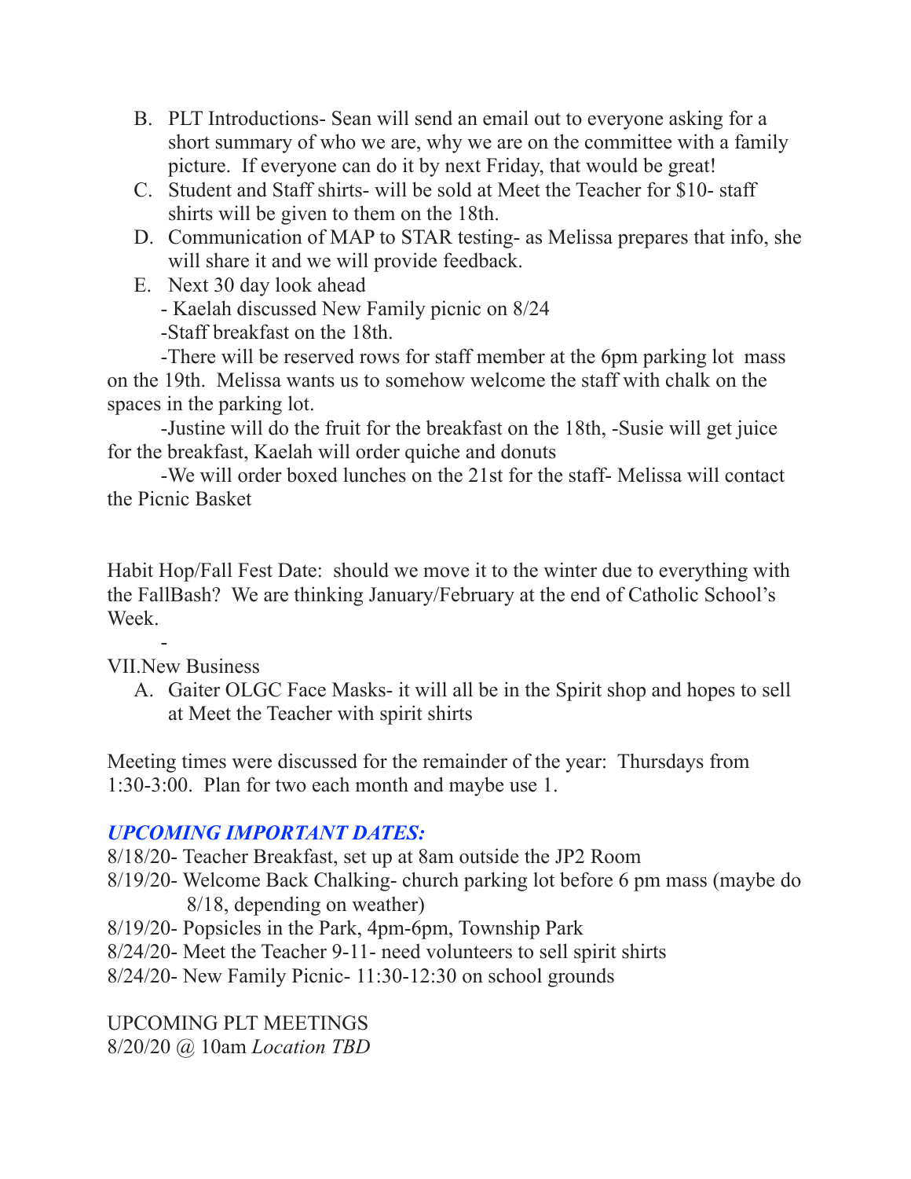B. PLT Introductions- Sean will send an email out to everyone asking for a short summary of who we are, why we are on the committee with a family picture. If everyone can do it by next Friday, that would be great!

C. Student and Staff shirts- will be sold at Meet the Teacher for $10- staff shirts will be given to them on the 18th.

D. Communication of MAP to STAR testing- as Melissa prepares that info, she will share it and we will provide feedback.

E. Next 30 day look ahead

- Kaelah discussed New Family picnic on 8/24

-Staff breakfast on the 18th.

-There will be reserved rows for staff member at the 6pm parking lot mass on the 19th. Melissa wants us to somehow welcome the staff with chalk on the spaces in the parking lot.

-Justine will do the fruit for the breakfast on the 18th, -Susie will get juice for the breakfast, Kaelah will order quiche and donuts

-We will order boxed lunches on the 21st for the staff- Melissa will contact the Picnic Basket

Habit Hop/Fall Fest Date: should we move it to the winter due to everything with the FallBash? We are thinking January/February at the end of Catholic School's Week.

-

VII.New Business

A. Gaiter OLGC Face Masks- it will all be in the Spirit shop and hopes to sell at Meet the Teacher with spirit shirts

Meeting times were discussed for the remainder of the year: Thursdays from 1:30-3:00. Plan for two each month and maybe use 1.

***UPCOMING IMPORTANT DATES:***

8/18/20- Teacher Breakfast, set up at 8am outside the JP2 Room

8/19/20- Welcome Back Chalking- church parking lot before 6 pm mass (maybe do 8/18, depending on weather)

8/19/20- Popsicles in the Park, 4pm-6pm, Township Park

8/24/20- Meet the Teacher 9-11- need volunteers to sell spirit shirts

8/24/20- New Family Picnic- 11:30-12:30 on school grounds

UPCOMING PLT MEETINGS

8/20/20 @ 10am *Location TBD*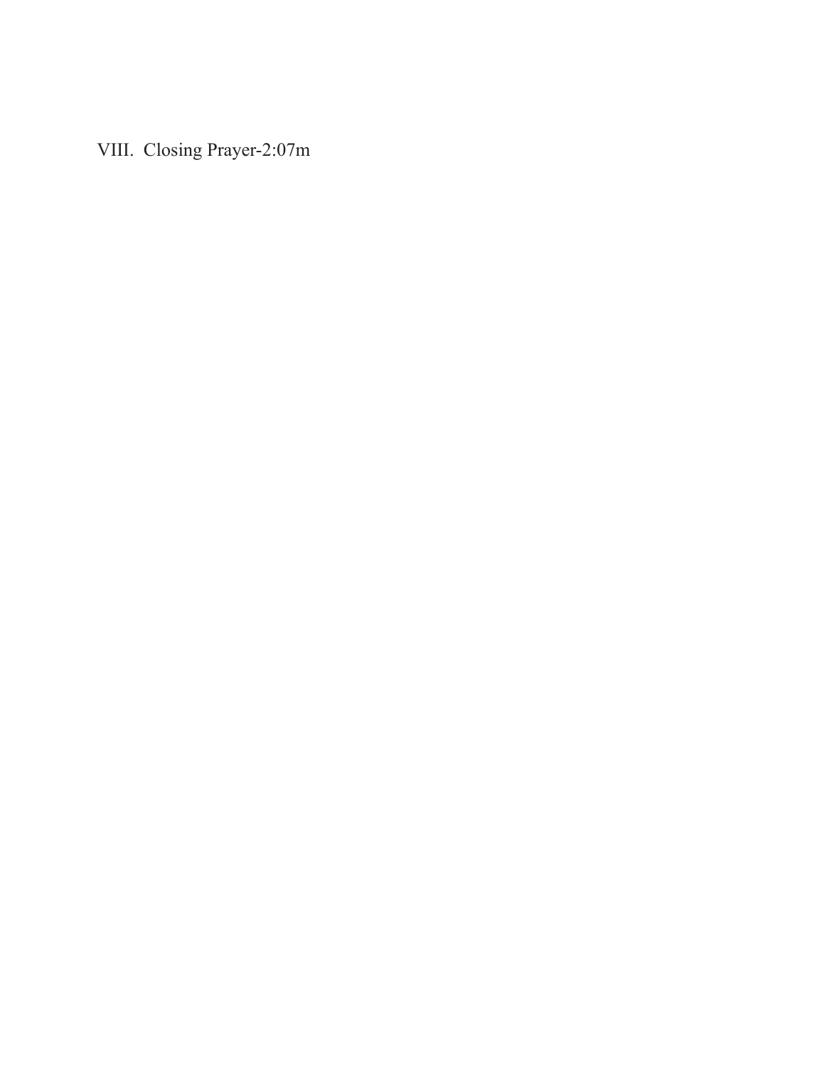VIII. Closing Prayer-2:07m